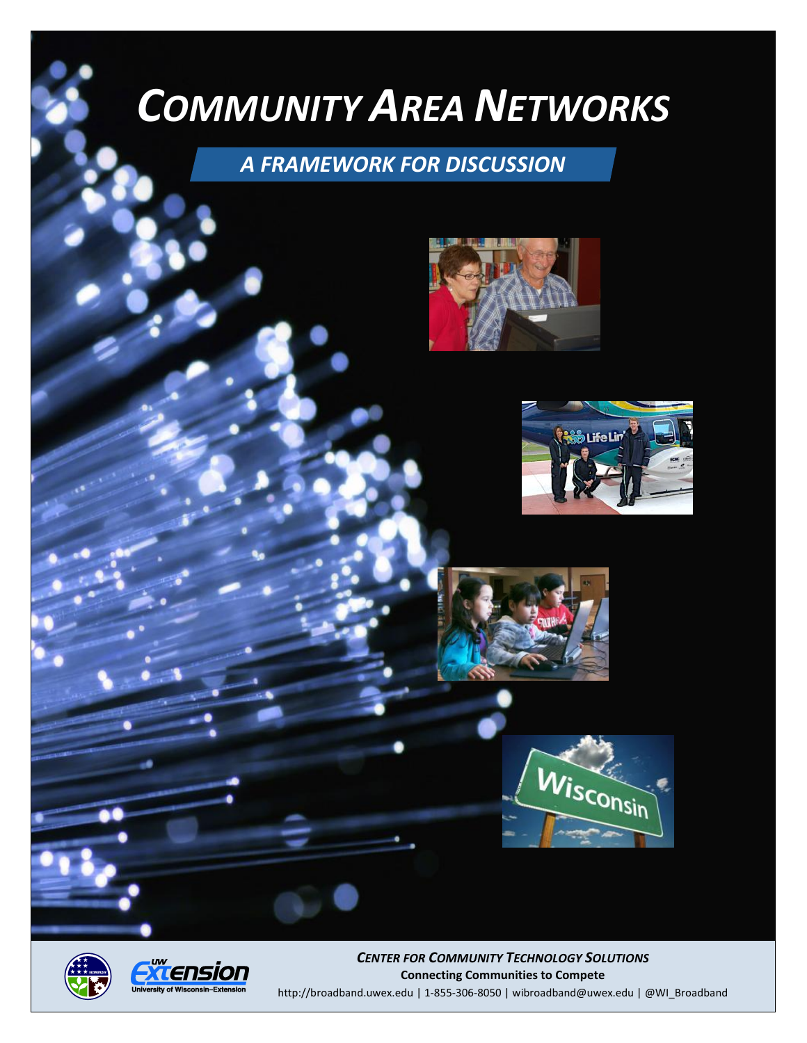# *COMMUNITY AREA NETWORKS*

## *A FRAMEWORK FOR DISCUSSION*

***CENTER FOR COMMUNITY TECHNOLOGY SOLUTIONS***

**Connecting Communities to Compete**

http://broadband.uwex.edu | 1-855-306-8050 | wibroadband@uwex.edu | @WI_Broadband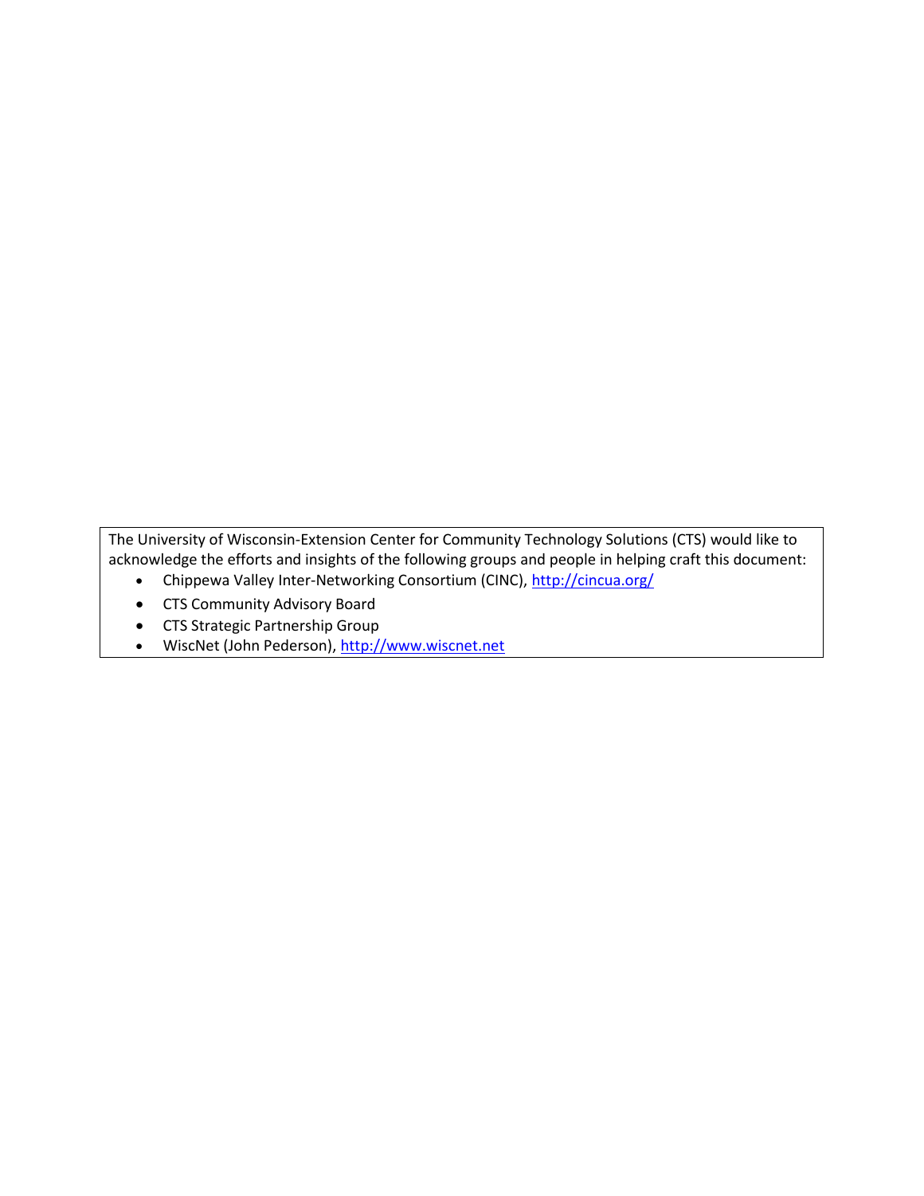The University of Wisconsin-Extension Center for Community Technology Solutions (CTS) would like to acknowledge the efforts and insights of the following groups and people in helping craft this document:

- Chippewa Valley Inter-Networking Consortium (CINC), http://cincua.org/
- CTS Community Advisory Board
- CTS Strategic Partnership Group
- WiscNet (John Pederson), http://www.wiscnet.net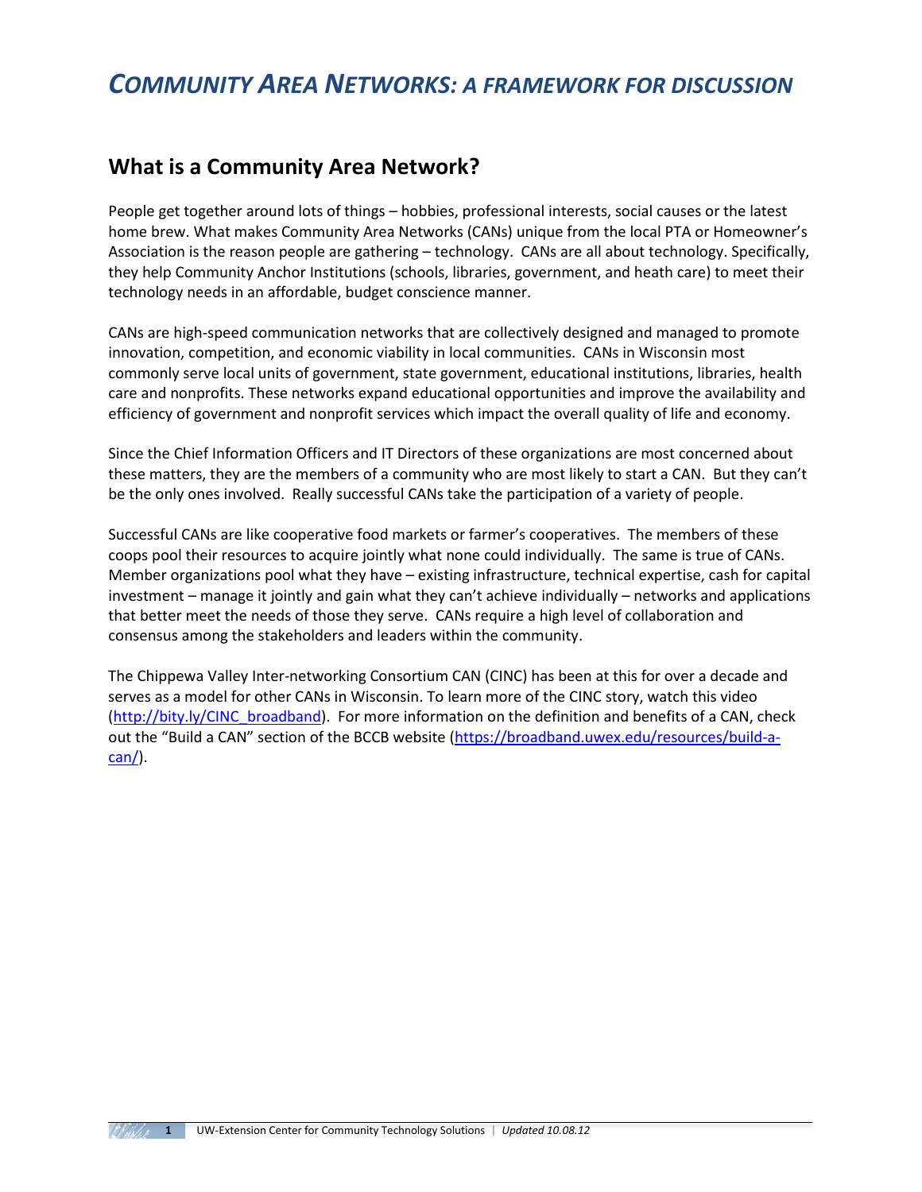# *COMMUNITY AREA NETWORKS: A FRAMEWORK FOR DISCUSSION*

## What is a Community Area Network?

People get together around lots of things – hobbies, professional interests, social causes or the latest home brew. What makes Community Area Networks (CANs) unique from the local PTA or Homeowner's Association is the reason people are gathering – technology. CANs are all about technology. Specifically, they help Community Anchor Institutions (schools, libraries, government, and heath care) to meet their technology needs in an affordable, budget conscience manner.

CANs are high-speed communication networks that are collectively designed and managed to promote innovation, competition, and economic viability in local communities. CANs in Wisconsin most commonly serve local units of government, state government, educational institutions, libraries, health care and nonprofits. These networks expand educational opportunities and improve the availability and efficiency of government and nonprofit services which impact the overall quality of life and economy.

Since the Chief Information Officers and IT Directors of these organizations are most concerned about these matters, they are the members of a community who are most likely to start a CAN. But they can't be the only ones involved. Really successful CANs take the participation of a variety of people.

Successful CANs are like cooperative food markets or farmer's cooperatives. The members of these coops pool their resources to acquire jointly what none could individually. The same is true of CANs. Member organizations pool what they have – existing infrastructure, technical expertise, cash for capital investment – manage it jointly and gain what they can't achieve individually – networks and applications that better meet the needs of those they serve. CANs require a high level of collaboration and consensus among the stakeholders and leaders within the community.

The Chippewa Valley Inter-networking Consortium CAN (CINC) has been at this for over a decade and serves as a model for other CANs in Wisconsin. To learn more of the CINC story, watch this video (http://bity.ly/CINC_broadband). For more information on the definition and benefits of a CAN, check out the "Build a CAN" section of the BCCB website (https://broadband.uwex.edu/resources/build-a-can/).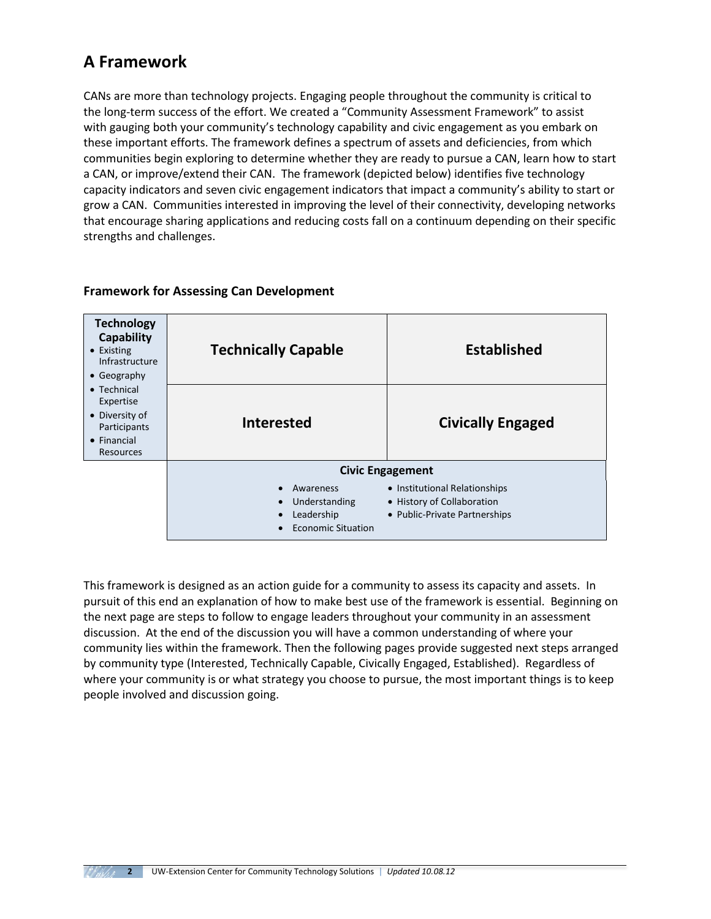## A Framework

CANs are more than technology projects. Engaging people throughout the community is critical to the long-term success of the effort. We created a "Community Assessment Framework" to assist with gauging both your community's technology capability and civic engagement as you embark on these important efforts. The framework defines a spectrum of assets and deficiencies, from which communities begin exploring to determine whether they are ready to pursue a CAN, learn how to start a CAN, or improve/extend their CAN. The framework (depicted below) identifies five technology capacity indicators and seven civic engagement indicators that impact a community's ability to start or grow a CAN. Communities interested in improving the level of their connectivity, developing networks that encourage sharing applications and reducing costs fall on a continuum depending on their specific strengths and challenges.

### Framework for Assessing Can Development

| **Technology Capability**<br>• Existing Infrastructure<br>• Geography<br>• Technical Expertise<br>• Diversity of Participants<br>• Financial Resources | **Technically Capable** | **Established** |
|---|---|---|
| | **Interested** | **Civically Engaged** |
| | **Civic Engagement**<br>• Awareness<br>• Understanding<br>• Leadership<br>• Economic Situation | • Institutional Relationships<br>• History of Collaboration<br>• Public-Private Partnerships |

This framework is designed as an action guide for a community to assess its capacity and assets. In pursuit of this end an explanation of how to make best use of the framework is essential. Beginning on the next page are steps to follow to engage leaders throughout your community in an assessment discussion. At the end of the discussion you will have a common understanding of where your community lies within the framework. Then the following pages provide suggested next steps arranged by community type (Interested, Technically Capable, Civically Engaged, Established). Regardless of where your community is or what strategy you choose to pursue, the most important things is to keep people involved and discussion going.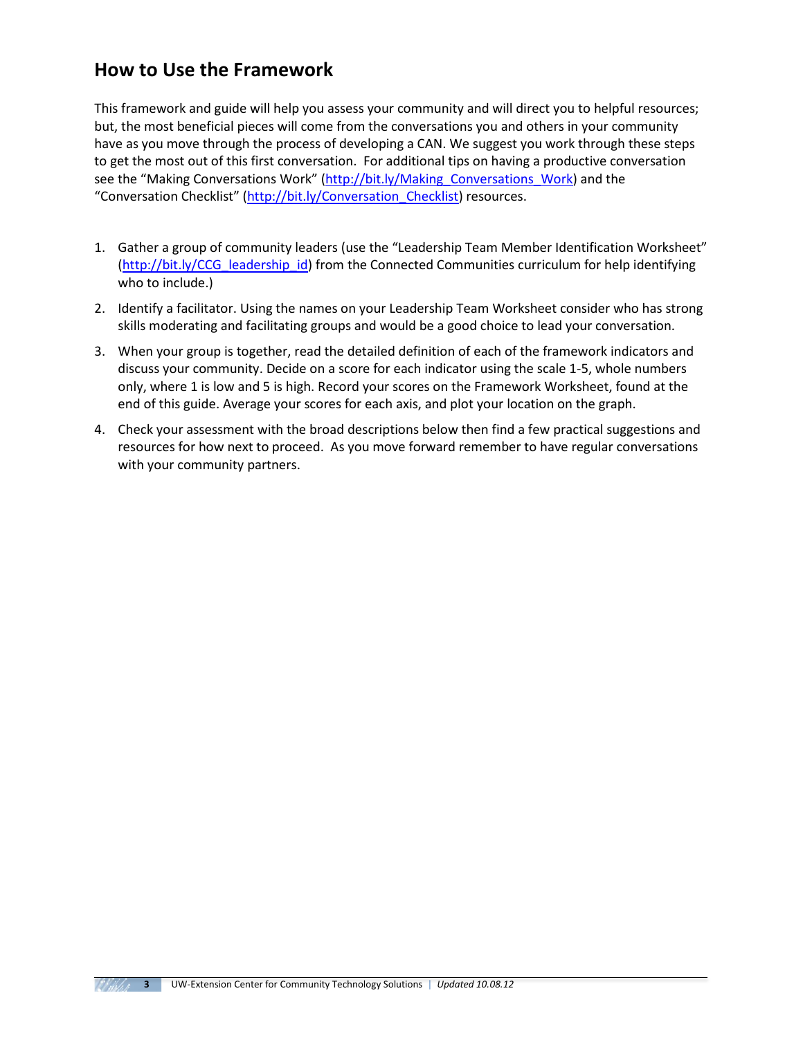## How to Use the Framework

This framework and guide will help you assess your community and will direct you to helpful resources; but, the most beneficial pieces will come from the conversations you and others in your community have as you move through the process of developing a CAN. We suggest you work through these steps to get the most out of this first conversation. For additional tips on having a productive conversation see the "Making Conversations Work" (http://bit.ly/Making_Conversations_Work) and the "Conversation Checklist" (http://bit.ly/Conversation_Checklist) resources.

1. Gather a group of community leaders (use the "Leadership Team Member Identification Worksheet" (http://bit.ly/CCG_leadership_id) from the Connected Communities curriculum for help identifying who to include.)
2. Identify a facilitator. Using the names on your Leadership Team Worksheet consider who has strong skills moderating and facilitating groups and would be a good choice to lead your conversation.
3. When your group is together, read the detailed definition of each of the framework indicators and discuss your community. Decide on a score for each indicator using the scale 1-5, whole numbers only, where 1 is low and 5 is high. Record your scores on the Framework Worksheet, found at the end of this guide. Average your scores for each axis, and plot your location on the graph.
4. Check your assessment with the broad descriptions below then find a few practical suggestions and resources for how next to proceed. As you move forward remember to have regular conversations with your community partners.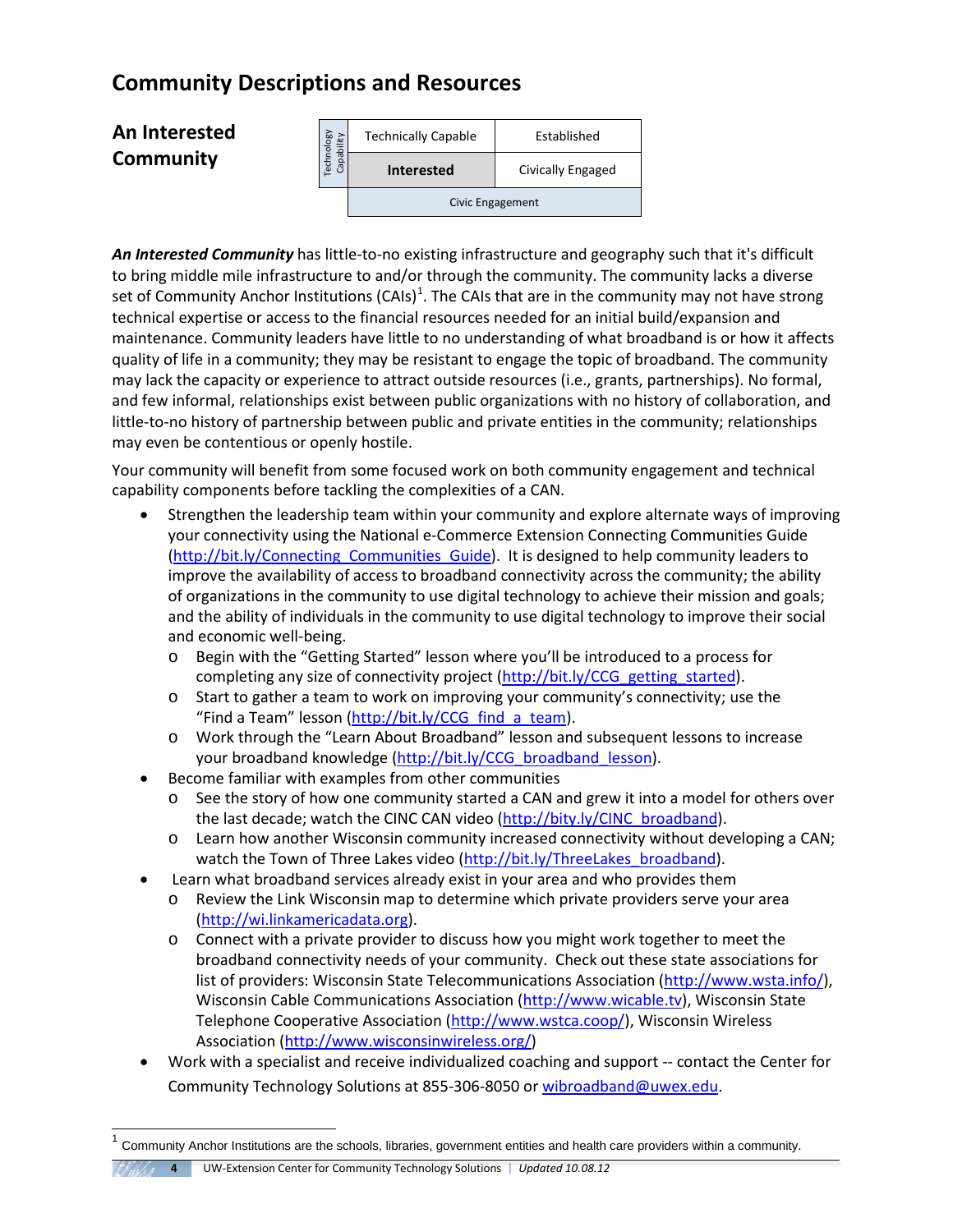# Community Descriptions and Resources

## An Interested Community

| Technology Capability | Technically Capable | Established |
|---|---|---|
| | **Interested** | Civically Engaged |
| | Civic Engagement | |

***An Interested Community*** has little-to-no existing infrastructure and geography such that it's difficult to bring middle mile infrastructure to and/or through the community. The community lacks a diverse set of Community Anchor Institutions (CAIs)[1]. The CAIs that are in the community may not have strong technical expertise or access to the financial resources needed for an initial build/expansion and maintenance. Community leaders have little to no understanding of what broadband is or how it affects quality of life in a community; they may be resistant to engage the topic of broadband. The community may lack the capacity or experience to attract outside resources (i.e., grants, partnerships). No formal, and few informal, relationships exist between public organizations with no history of collaboration, and little-to-no history of partnership between public and private entities in the community; relationships may even be contentious or openly hostile.

Your community will benefit from some focused work on both community engagement and technical capability components before tackling the complexities of a CAN.

- Strengthen the leadership team within your community and explore alternate ways of improving your connectivity using the National e-Commerce Extension Connecting Communities Guide (http://bit.ly/Connecting_Communities_Guide). It is designed to help community leaders to improve the availability of access to broadband connectivity across the community; the ability of organizations in the community to use digital technology to achieve their mission and goals; and the ability of individuals in the community to use digital technology to improve their social and economic well-being.
  - Begin with the "Getting Started" lesson where you'll be introduced to a process for completing any size of connectivity project (http://bit.ly/CCG_getting_started).
  - Start to gather a team to work on improving your community's connectivity; use the "Find a Team" lesson (http://bit.ly/CCG_find_a_team).
  - Work through the "Learn About Broadband" lesson and subsequent lessons to increase your broadband knowledge (http://bit.ly/CCG_broadband_lesson).
- Become familiar with examples from other communities
  - See the story of how one community started a CAN and grew it into a model for others over the last decade; watch the CINC CAN video (http://bity.ly/CINC_broadband).
  - Learn how another Wisconsin community increased connectivity without developing a CAN; watch the Town of Three Lakes video (http://bit.ly/ThreeLakes_broadband).
- Learn what broadband services already exist in your area and who provides them
  - Review the Link Wisconsin map to determine which private providers serve your area (http://wi.linkamericadata.org).
  - Connect with a private provider to discuss how you might work together to meet the broadband connectivity needs of your community. Check out these state associations for list of providers: Wisconsin State Telecommunications Association (http://www.wsta.info/), Wisconsin Cable Communications Association (http://www.wicable.tv), Wisconsin State Telephone Cooperative Association (http://www.wstca.coop/), Wisconsin Wireless Association (http://www.wisconsinwireless.org/)
- Work with a specialist and receive individualized coaching and support -- contact the Center for Community Technology Solutions at 855-306-8050 or wibroadband@uwex.edu.

---

[1] Community Anchor Institutions are the schools, libraries, government entities and health care providers within a community.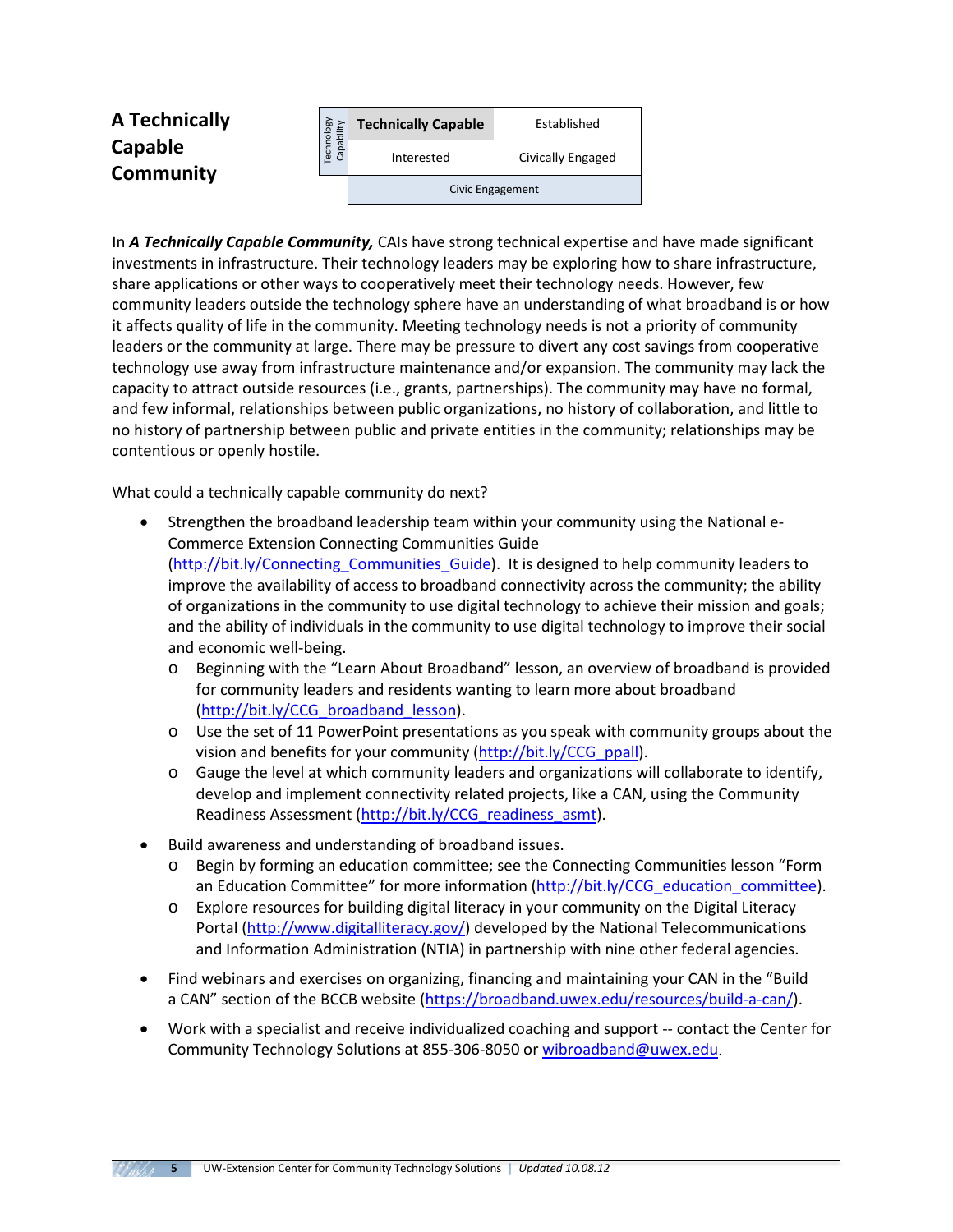## A Technically Capable Community

| Technology Capability | Technically Capable | Established |
|---|---|---|
| | Interested | Civically Engaged |
| | Civic Engagement | |

In ***A Technically Capable Community,*** CAIs have strong technical expertise and have made significant investments in infrastructure. Their technology leaders may be exploring how to share infrastructure, share applications or other ways to cooperatively meet their technology needs. However, few community leaders outside the technology sphere have an understanding of what broadband is or how it affects quality of life in the community. Meeting technology needs is not a priority of community leaders or the community at large. There may be pressure to divert any cost savings from cooperative technology use away from infrastructure maintenance and/or expansion. The community may lack the capacity to attract outside resources (i.e., grants, partnerships). The community may have no formal, and few informal, relationships between public organizations, no history of collaboration, and little to no history of partnership between public and private entities in the community; relationships may be contentious or openly hostile.

What could a technically capable community do next?

- Strengthen the broadband leadership team within your community using the National e-Commerce Extension Connecting Communities Guide (http://bit.ly/Connecting_Communities_Guide). It is designed to help community leaders to improve the availability of access to broadband connectivity across the community; the ability of organizations in the community to use digital technology to achieve their mission and goals; and the ability of individuals in the community to use digital technology to improve their social and economic well-being.
  - Beginning with the "Learn About Broadband" lesson, an overview of broadband is provided for community leaders and residents wanting to learn more about broadband (http://bit.ly/CCG_broadband_lesson).
  - Use the set of 11 PowerPoint presentations as you speak with community groups about the vision and benefits for your community (http://bit.ly/CCG_ppall).
  - Gauge the level at which community leaders and organizations will collaborate to identify, develop and implement connectivity related projects, like a CAN, using the Community Readiness Assessment (http://bit.ly/CCG_readiness_asmt).
- Build awareness and understanding of broadband issues.
  - Begin by forming an education committee; see the Connecting Communities lesson "Form an Education Committee" for more information (http://bit.ly/CCG_education_committee).
  - Explore resources for building digital literacy in your community on the Digital Literacy Portal (http://www.digitalliteracy.gov/) developed by the National Telecommunications and Information Administration (NTIA) in partnership with nine other federal agencies.
- Find webinars and exercises on organizing, financing and maintaining your CAN in the "Build a CAN" section of the BCCB website (https://broadband.uwex.edu/resources/build-a-can/).
- Work with a specialist and receive individualized coaching and support -- contact the Center for Community Technology Solutions at 855-306-8050 or wibroadband@uwex.edu.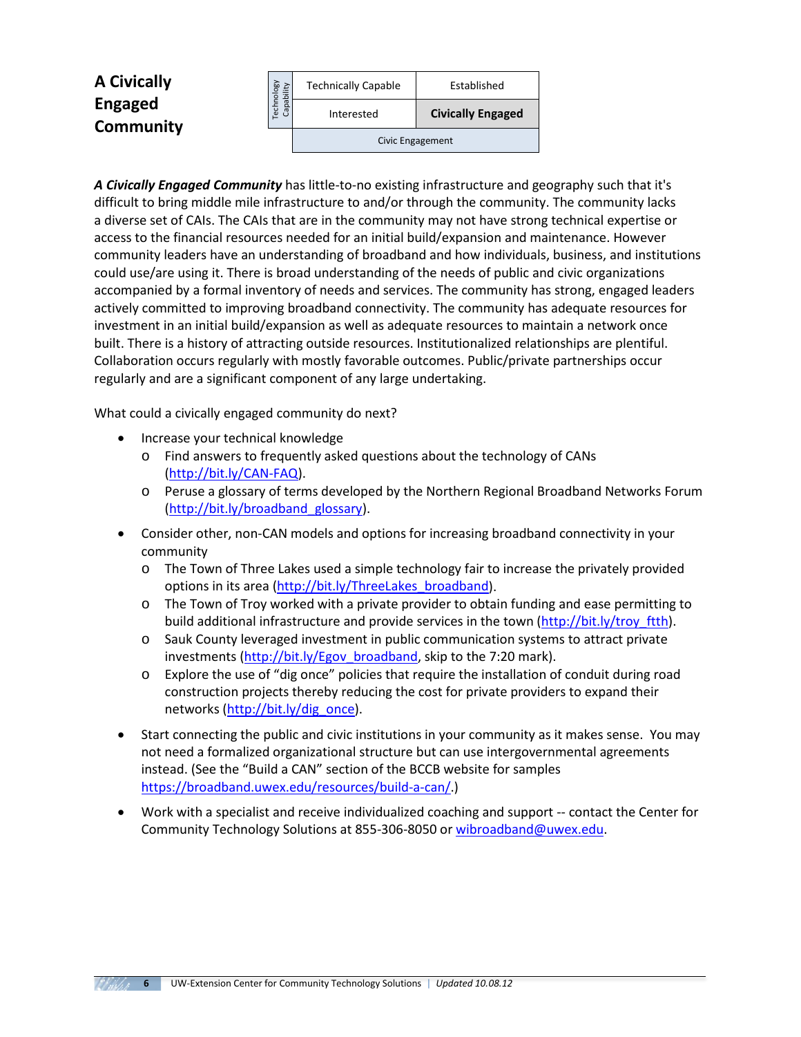## A Civically Engaged Community

| Technology Capability | | |
|---|---|---|
| | Technically Capable | Established |
| | Interested | **Civically Engaged** |
| | Civic Engagement | |

***A Civically Engaged Community*** has little-to-no existing infrastructure and geography such that it's difficult to bring middle mile infrastructure to and/or through the community. The community lacks a diverse set of CAIs. The CAIs that are in the community may not have strong technical expertise or access to the financial resources needed for an initial build/expansion and maintenance. However community leaders have an understanding of broadband and how individuals, business, and institutions could use/are using it. There is broad understanding of the needs of public and civic organizations accompanied by a formal inventory of needs and services. The community has strong, engaged leaders actively committed to improving broadband connectivity. The community has adequate resources for investment in an initial build/expansion as well as adequate resources to maintain a network once built. There is a history of attracting outside resources. Institutionalized relationships are plentiful. Collaboration occurs regularly with mostly favorable outcomes. Public/private partnerships occur regularly and are a significant component of any large undertaking.

What could a civically engaged community do next?

- Increase your technical knowledge
  - Find answers to frequently asked questions about the technology of CANs (http://bit.ly/CAN-FAQ).
  - Peruse a glossary of terms developed by the Northern Regional Broadband Networks Forum (http://bit.ly/broadband_glossary).
- Consider other, non-CAN models and options for increasing broadband connectivity in your community
  - The Town of Three Lakes used a simple technology fair to increase the privately provided options in its area (http://bit.ly/ThreeLakes_broadband).
  - The Town of Troy worked with a private provider to obtain funding and ease permitting to build additional infrastructure and provide services in the town (http://bit.ly/troy_ftth).
  - Sauk County leveraged investment in public communication systems to attract private investments (http://bit.ly/Egov_broadband, skip to the 7:20 mark).
  - Explore the use of "dig once" policies that require the installation of conduit during road construction projects thereby reducing the cost for private providers to expand their networks (http://bit.ly/dig_once).
- Start connecting the public and civic institutions in your community as it makes sense. You may not need a formalized organizational structure but can use intergovernmental agreements instead. (See the "Build a CAN" section of the BCCB website for samples https://broadband.uwex.edu/resources/build-a-can/.)
- Work with a specialist and receive individualized coaching and support -- contact the Center for Community Technology Solutions at 855-306-8050 or wibroadband@uwex.edu.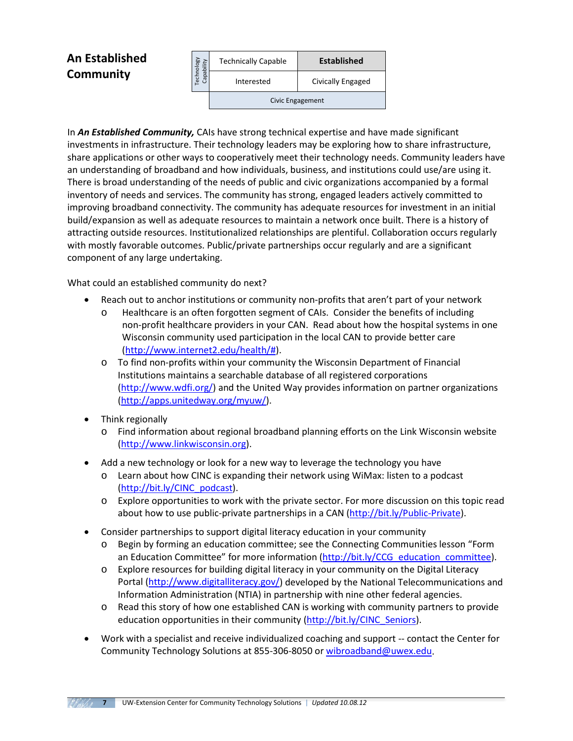## An Established Community

| Technology Capability | Technically Capable | **Established** |
|---|---|---|
| | Interested | Civically Engaged |
| | Civic Engagement | |

In ***An Established Community,*** CAIs have strong technical expertise and have made significant investments in infrastructure. Their technology leaders may be exploring how to share infrastructure, share applications or other ways to cooperatively meet their technology needs. Community leaders have an understanding of broadband and how individuals, business, and institutions could use/are using it. There is broad understanding of the needs of public and civic organizations accompanied by a formal inventory of needs and services. The community has strong, engaged leaders actively committed to improving broadband connectivity. The community has adequate resources for investment in an initial build/expansion as well as adequate resources to maintain a network once built. There is a history of attracting outside resources. Institutionalized relationships are plentiful. Collaboration occurs regularly with mostly favorable outcomes. Public/private partnerships occur regularly and are a significant component of any large undertaking.

What could an established community do next?

- Reach out to anchor institutions or community non-profits that aren't part of your network
  - Healthcare is an often forgotten segment of CAIs. Consider the benefits of including non-profit healthcare providers in your CAN. Read about how the hospital systems in one Wisconsin community used participation in the local CAN to provide better care (http://www.internet2.edu/health/#).
  - To find non-profits within your community the Wisconsin Department of Financial Institutions maintains a searchable database of all registered corporations (http://www.wdfi.org/) and the United Way provides information on partner organizations (http://apps.unitedway.org/myuw/).
- Think regionally
  - Find information about regional broadband planning efforts on the Link Wisconsin website (http://www.linkwisconsin.org).
- Add a new technology or look for a new way to leverage the technology you have
  - Learn about how CINC is expanding their network using WiMax: listen to a podcast (http://bit.ly/CINC_podcast).
  - Explore opportunities to work with the private sector. For more discussion on this topic read about how to use public-private partnerships in a CAN (http://bit.ly/Public-Private).
- Consider partnerships to support digital literacy education in your community
  - Begin by forming an education committee; see the Connecting Communities lesson "Form an Education Committee" for more information (http://bit.ly/CCG_education_committee).
  - Explore resources for building digital literacy in your community on the Digital Literacy Portal (http://www.digitalliteracy.gov/) developed by the National Telecommunications and Information Administration (NTIA) in partnership with nine other federal agencies.
  - Read this story of how one established CAN is working with community partners to provide education opportunities in their community (http://bit.ly/CINC_Seniors).
- Work with a specialist and receive individualized coaching and support -- contact the Center for Community Technology Solutions at 855-306-8050 or wibroadband@uwex.edu.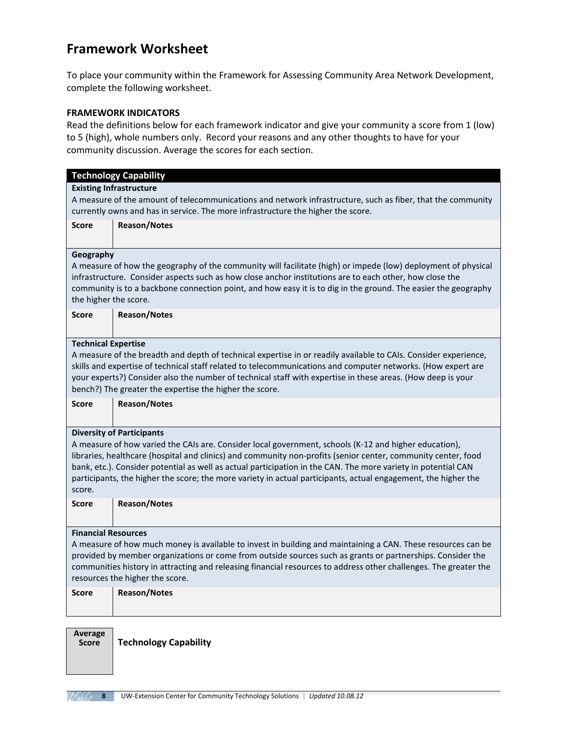# Framework Worksheet

To place your community within the Framework for Assessing Community Area Network Development, complete the following worksheet.

**FRAMEWORK INDICATORS**

Read the definitions below for each framework indicator and give your community a score from 1 (low) to 5 (high), whole numbers only. Record your reasons and any other thoughts to have for your community discussion. Average the scores for each section.

| **Technology Capability** | |
|---|---|
| **Existing Infrastructure**<br>A measure of the amount of telecommunications and network infrastructure, such as fiber, that the community currently owns and has in service. The more infrastructure the higher the score. | |
| **Score** | **Reason/Notes** |
| **Geography**<br>A measure of how the geography of the community will facilitate (high) or impede (low) deployment of physical infrastructure. Consider aspects such as how close anchor institutions are to each other, how close the community is to a backbone connection point, and how easy it is to dig in the ground. The easier the geography the higher the score. | |
| **Score** | **Reason/Notes** |
| **Technical Expertise**<br>A measure of the breadth and depth of technical expertise in or readily available to CAIs. Consider experience, skills and expertise of technical staff related to telecommunications and computer networks. (How expert are your experts?) Consider also the number of technical staff with expertise in these areas. (How deep is your bench?) The greater the expertise the higher the score. | |
| **Score** | **Reason/Notes** |
| **Diversity of Participants**<br>A measure of how varied the CAIs are. Consider local government, schools (K-12 and higher education), libraries, healthcare (hospital and clinics) and community non-profits (senior center, community center, food bank, etc.). Consider potential as well as actual participation in the CAN. The more variety in potential CAN participants, the higher the score; the more variety in actual participants, actual engagement, the higher the score. | |
| **Score** | **Reason/Notes** |
| **Financial Resources**<br>A measure of how much money is available to invest in building and maintaining a CAN. These resources can be provided by member organizations or come from outside sources such as grants or partnerships. Consider the communities history in attracting and releasing financial resources to address other challenges. The greater the resources the higher the score. | |
| **Score** | **Reason/Notes** |

| **Average Score** | **Technology Capability** |
|---|---|
| | |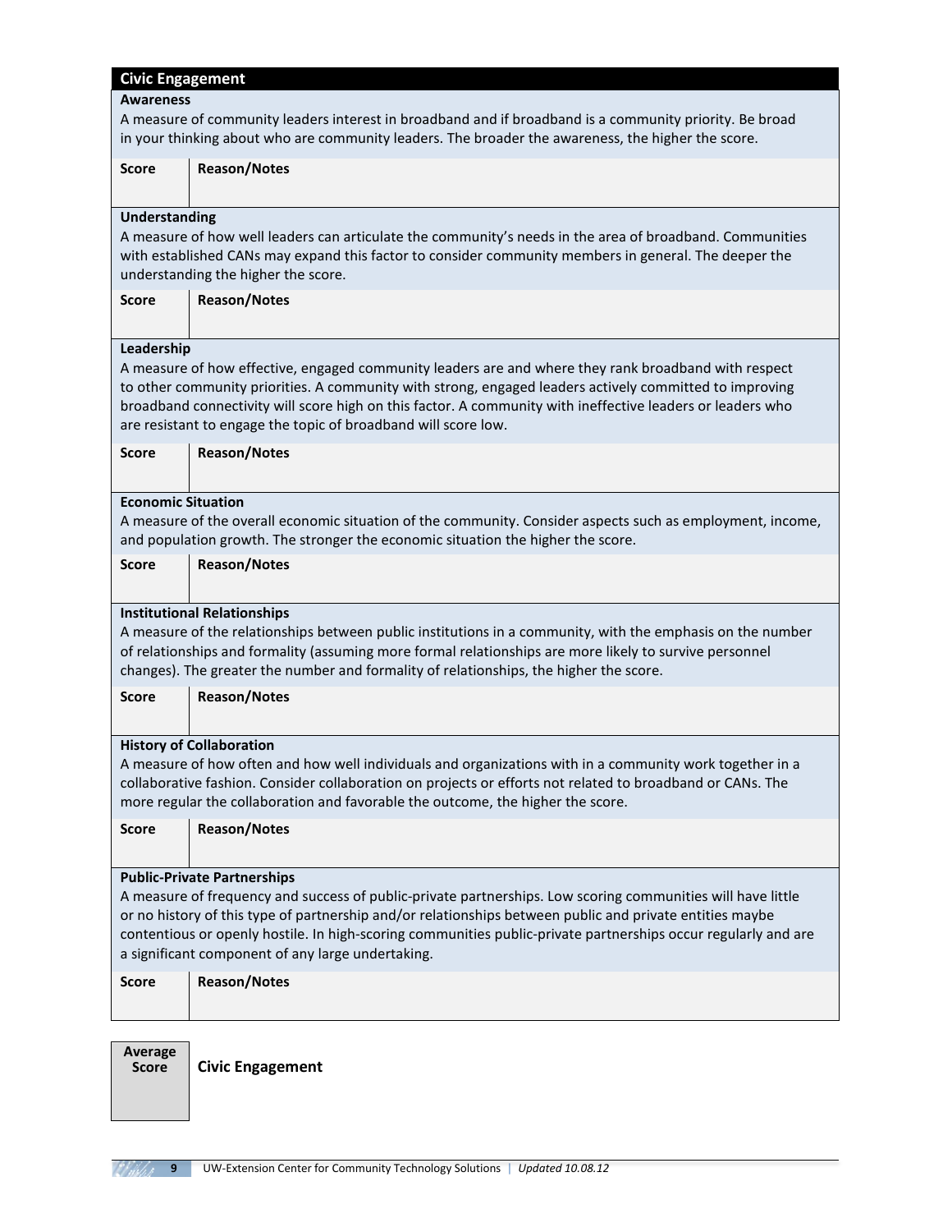## Civic Engagement

### Awareness

A measure of community leaders interest in broadband and if broadband is a community priority. Be broad in your thinking about who are community leaders. The broader the awareness, the higher the score.

| Score | Reason/Notes |
|---|---|
| | |

### Understanding

A measure of how well leaders can articulate the community's needs in the area of broadband. Communities with established CANs may expand this factor to consider community members in general. The deeper the understanding the higher the score.

| Score | Reason/Notes |
|---|---|
| | |

### Leadership

A measure of how effective, engaged community leaders are and where they rank broadband with respect to other community priorities. A community with strong, engaged leaders actively committed to improving broadband connectivity will score high on this factor. A community with ineffective leaders or leaders who are resistant to engage the topic of broadband will score low.

| Score | Reason/Notes |
|---|---|
| | |

### Economic Situation

A measure of the overall economic situation of the community. Consider aspects such as employment, income, and population growth. The stronger the economic situation the higher the score.

| Score | Reason/Notes |
|---|---|
| | |

### Institutional Relationships

A measure of the relationships between public institutions in a community, with the emphasis on the number of relationships and formality (assuming more formal relationships are more likely to survive personnel changes). The greater the number and formality of relationships, the higher the score.

| Score | Reason/Notes |
|---|---|
| | |

### History of Collaboration

A measure of how often and how well individuals and organizations with in a community work together in a collaborative fashion. Consider collaboration on projects or efforts not related to broadband or CANs. The more regular the collaboration and favorable the outcome, the higher the score.

| Score | Reason/Notes |
|---|---|
| | |

### Public-Private Partnerships

A measure of frequency and success of public-private partnerships. Low scoring communities will have little or no history of this type of partnership and/or relationships between public and private entities maybe contentious or openly hostile. In high-scoring communities public-private partnerships occur regularly and are a significant component of any large undertaking.

| Score | Reason/Notes |
|---|---|
| | |

| Average Score | Civic Engagement |
|---|---|
| | |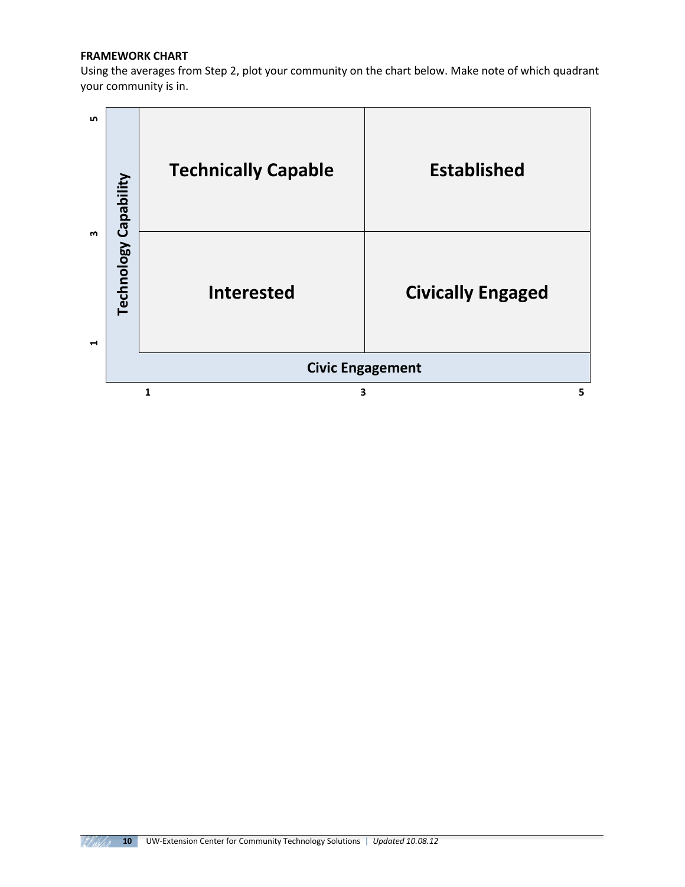**FRAMEWORK CHART**

Using the averages from Step 2, plot your community on the chart below. Make note of which quadrant your community is in.

Technology Capability

5

3

1

Technically Capable

Established

Interested

Civically Engaged

Civic Engagement

1

3

5